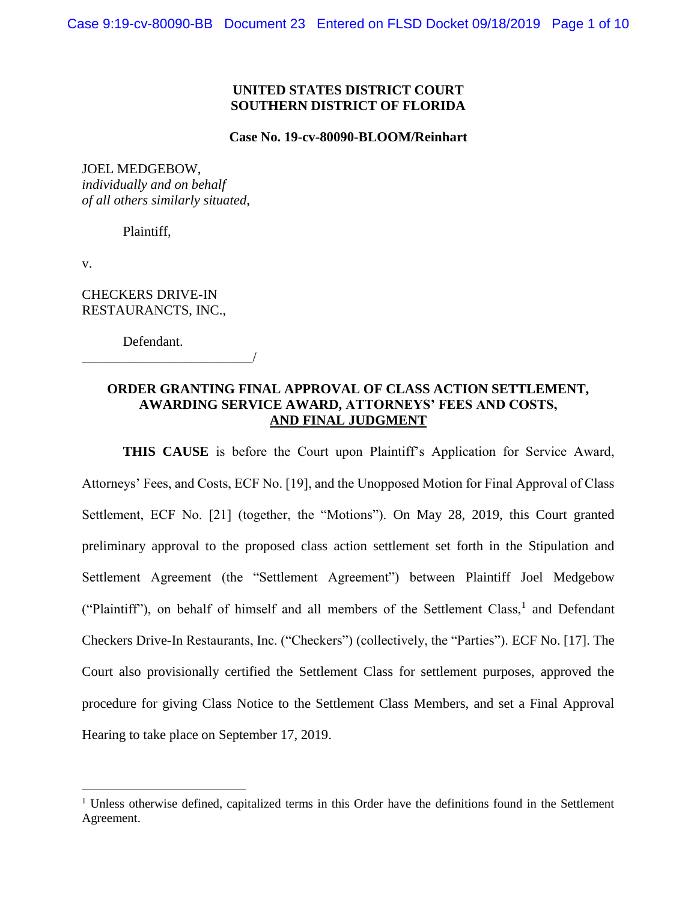**UNITED STATES DISTRICT COURT**
**SOUTHERN DISTRICT OF FLORIDA**

**Case No. 19-cv-80090-BLOOM/Reinhart**

JOEL MEDGEBOW,
*individually and on behalf*
*of all others similarly situated*,

Plaintiff,

v.

CHECKERS DRIVE-IN
RESTAURANCTS, INC.,

Defendant.
_________________________/

**ORDER GRANTING FINAL APPROVAL OF CLASS ACTION SETTLEMENT, AWARDING SERVICE AWARD, ATTORNEYS' FEES AND COSTS, AND FINAL JUDGMENT**

**THIS CAUSE** is before the Court upon Plaintiff's Application for Service Award, Attorneys' Fees, and Costs, ECF No. [19], and the Unopposed Motion for Final Approval of Class Settlement, ECF No. [21] (together, the "Motions"). On May 28, 2019, this Court granted preliminary approval to the proposed class action settlement set forth in the Stipulation and Settlement Agreement (the "Settlement Agreement") between Plaintiff Joel Medgebow ("Plaintiff"), on behalf of himself and all members of the Settlement Class,[1] and Defendant Checkers Drive-In Restaurants, Inc. ("Checkers") (collectively, the "Parties"). ECF No. [17]. The Court also provisionally certified the Settlement Class for settlement purposes, approved the procedure for giving Class Notice to the Settlement Class Members, and set a Final Approval Hearing to take place on September 17, 2019.

[1] Unless otherwise defined, capitalized terms in this Order have the definitions found in the Settlement Agreement.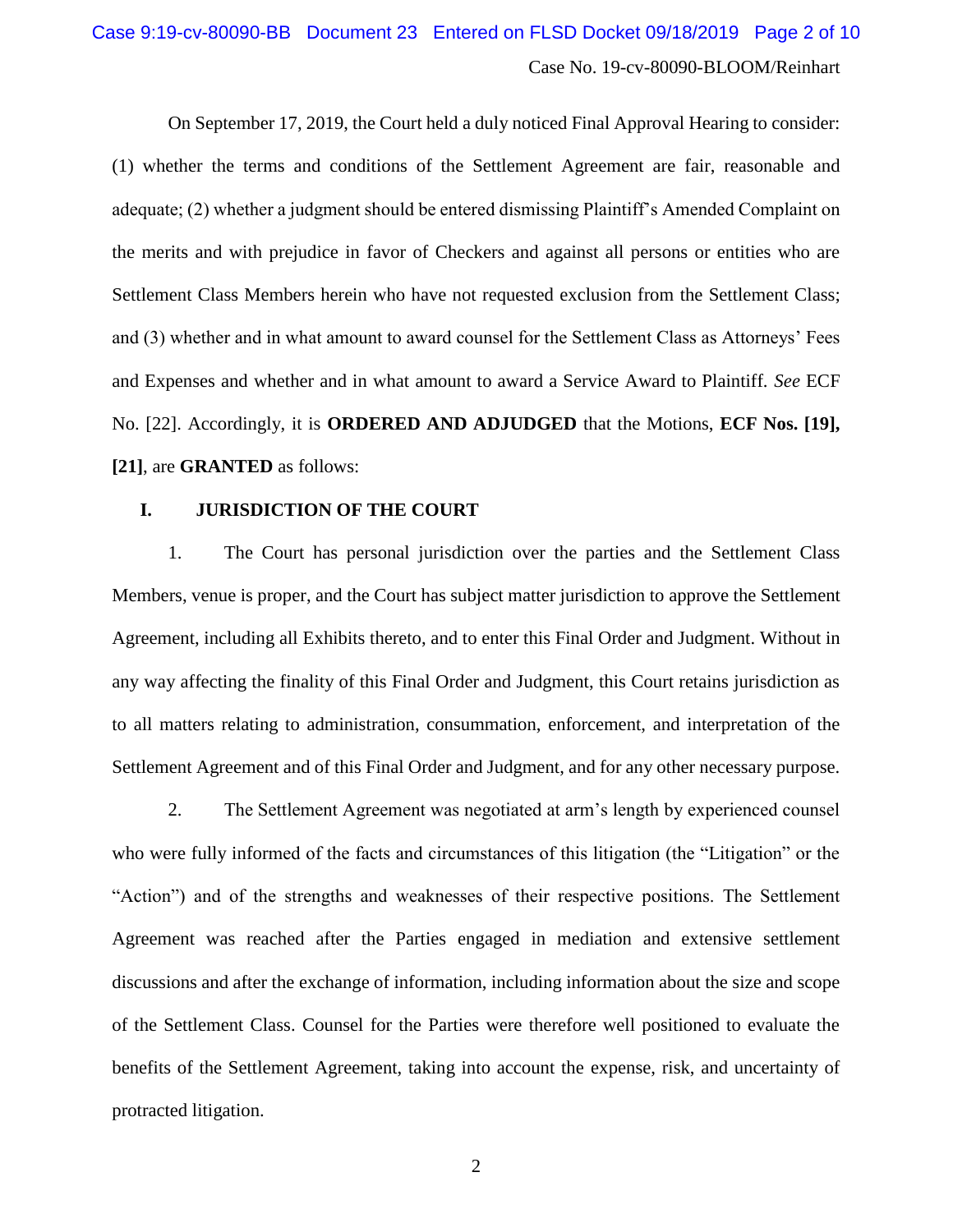On September 17, 2019, the Court held a duly noticed Final Approval Hearing to consider: (1) whether the terms and conditions of the Settlement Agreement are fair, reasonable and adequate; (2) whether a judgment should be entered dismissing Plaintiff's Amended Complaint on the merits and with prejudice in favor of Checkers and against all persons or entities who are Settlement Class Members herein who have not requested exclusion from the Settlement Class; and (3) whether and in what amount to award counsel for the Settlement Class as Attorneys' Fees and Expenses and whether and in what amount to award a Service Award to Plaintiff. *See* ECF No. [22]. Accordingly, it is **ORDERED AND ADJUDGED** that the Motions, **ECF Nos. [19], [21]**, are **GRANTED** as follows:

## I. JURISDICTION OF THE COURT

1. The Court has personal jurisdiction over the parties and the Settlement Class Members, venue is proper, and the Court has subject matter jurisdiction to approve the Settlement Agreement, including all Exhibits thereto, and to enter this Final Order and Judgment. Without in any way affecting the finality of this Final Order and Judgment, this Court retains jurisdiction as to all matters relating to administration, consummation, enforcement, and interpretation of the Settlement Agreement and of this Final Order and Judgment, and for any other necessary purpose.

2. The Settlement Agreement was negotiated at arm's length by experienced counsel who were fully informed of the facts and circumstances of this litigation (the "Litigation" or the "Action") and of the strengths and weaknesses of their respective positions. The Settlement Agreement was reached after the Parties engaged in mediation and extensive settlement discussions and after the exchange of information, including information about the size and scope of the Settlement Class. Counsel for the Parties were therefore well positioned to evaluate the benefits of the Settlement Agreement, taking into account the expense, risk, and uncertainty of protracted litigation.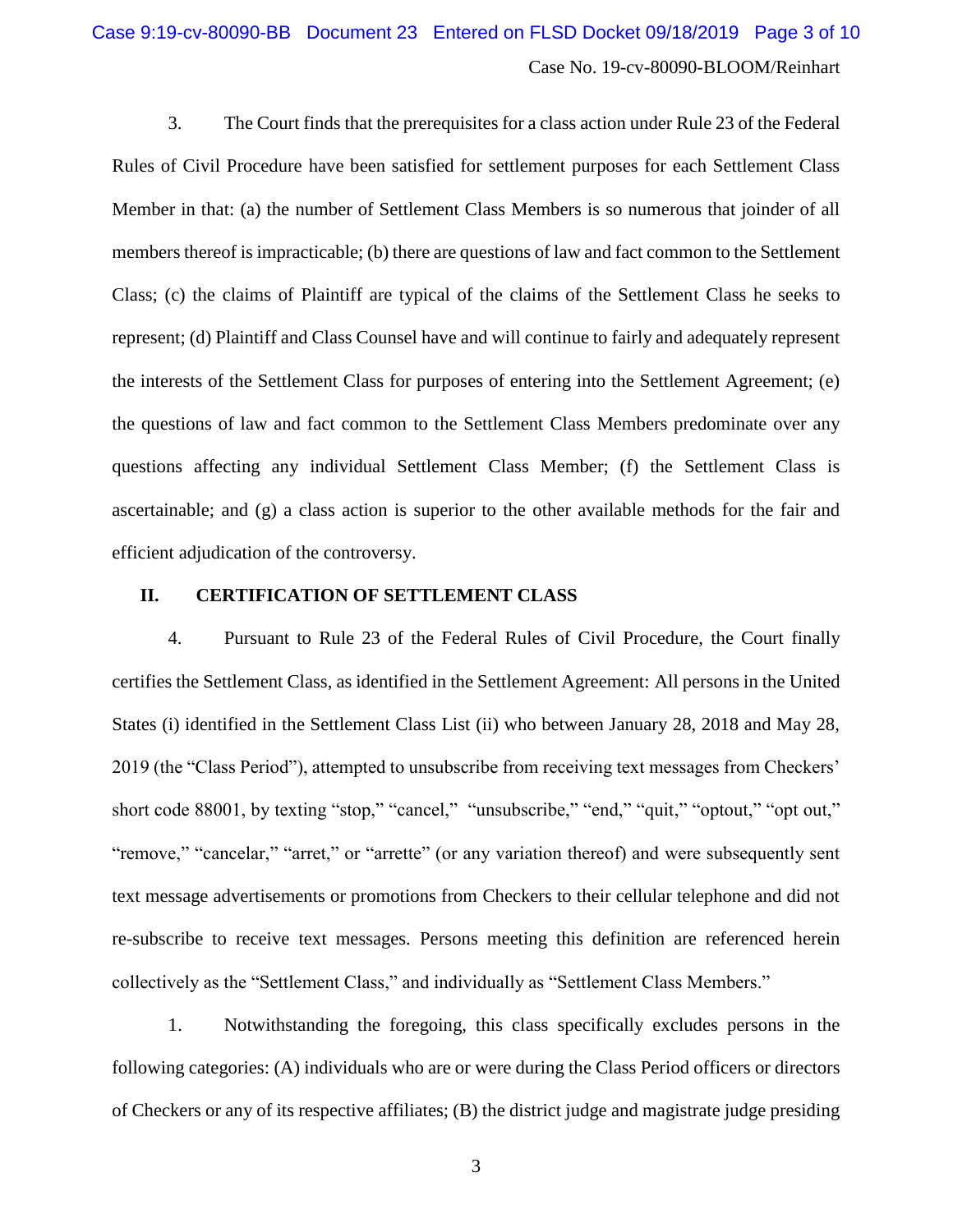3. The Court finds that the prerequisites for a class action under Rule 23 of the Federal Rules of Civil Procedure have been satisfied for settlement purposes for each Settlement Class Member in that: (a) the number of Settlement Class Members is so numerous that joinder of all members thereof is impracticable; (b) there are questions of law and fact common to the Settlement Class; (c) the claims of Plaintiff are typical of the claims of the Settlement Class he seeks to represent; (d) Plaintiff and Class Counsel have and will continue to fairly and adequately represent the interests of the Settlement Class for purposes of entering into the Settlement Agreement; (e) the questions of law and fact common to the Settlement Class Members predominate over any questions affecting any individual Settlement Class Member; (f) the Settlement Class is ascertainable; and (g) a class action is superior to the other available methods for the fair and efficient adjudication of the controversy.

## II. CERTIFICATION OF SETTLEMENT CLASS

4. Pursuant to Rule 23 of the Federal Rules of Civil Procedure, the Court finally certifies the Settlement Class, as identified in the Settlement Agreement: All persons in the United States (i) identified in the Settlement Class List (ii) who between January 28, 2018 and May 28, 2019 (the "Class Period"), attempted to unsubscribe from receiving text messages from Checkers' short code 88001, by texting "stop," "cancel," "unsubscribe," "end," "quit," "optout," "opt out," "remove," "cancelar," "arret," or "arrette" (or any variation thereof) and were subsequently sent text message advertisements or promotions from Checkers to their cellular telephone and did not re-subscribe to receive text messages. Persons meeting this definition are referenced herein collectively as the "Settlement Class," and individually as "Settlement Class Members."

1. Notwithstanding the foregoing, this class specifically excludes persons in the following categories: (A) individuals who are or were during the Class Period officers or directors of Checkers or any of its respective affiliates; (B) the district judge and magistrate judge presiding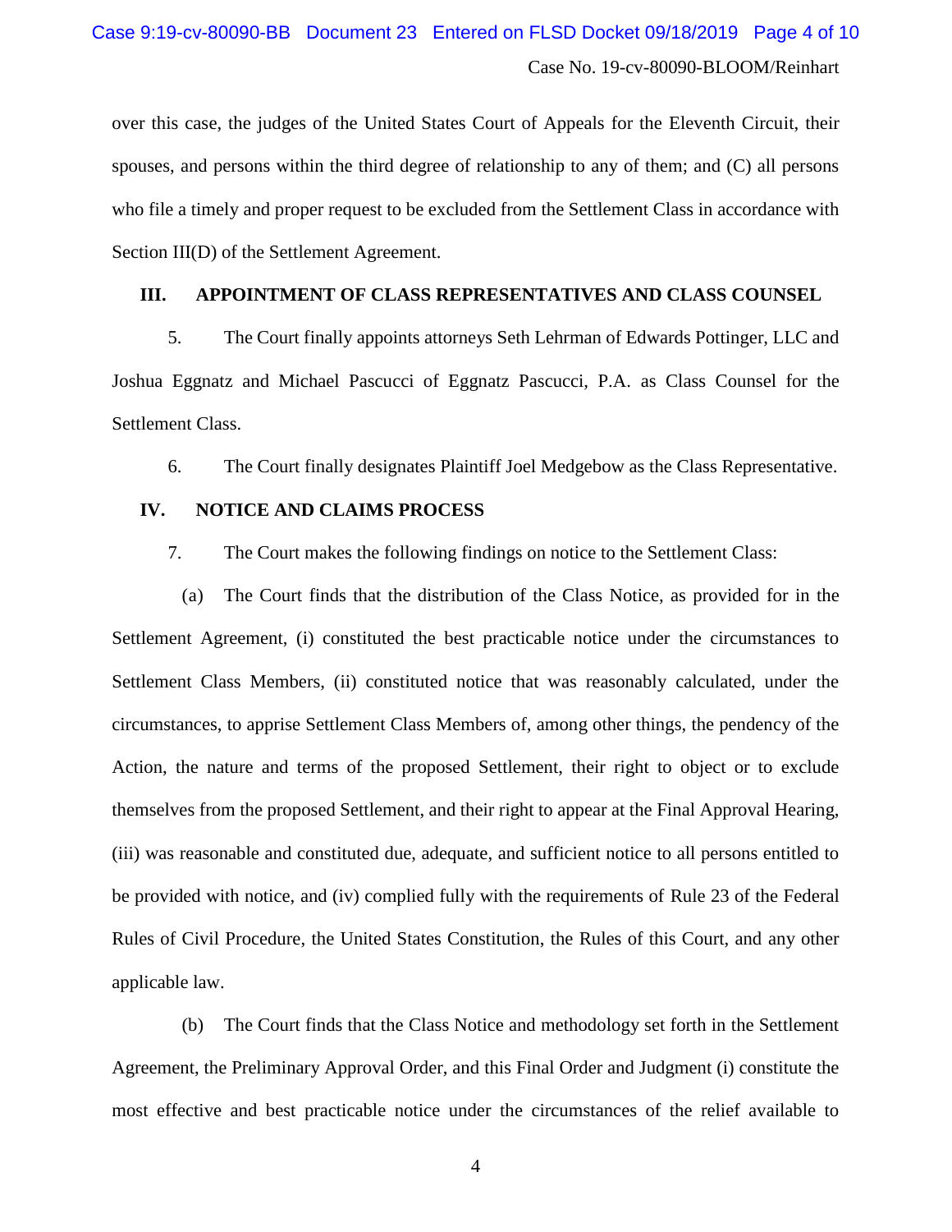over this case, the judges of the United States Court of Appeals for the Eleventh Circuit, their spouses, and persons within the third degree of relationship to any of them; and (C) all persons who file a timely and proper request to be excluded from the Settlement Class in accordance with Section III(D) of the Settlement Agreement.

## III. APPOINTMENT OF CLASS REPRESENTATIVES AND CLASS COUNSEL

5. The Court finally appoints attorneys Seth Lehrman of Edwards Pottinger, LLC and Joshua Eggnatz and Michael Pascucci of Eggnatz Pascucci, P.A. as Class Counsel for the Settlement Class.

6. The Court finally designates Plaintiff Joel Medgebow as the Class Representative.

## IV. NOTICE AND CLAIMS PROCESS

7. The Court makes the following findings on notice to the Settlement Class:

(a) The Court finds that the distribution of the Class Notice, as provided for in the Settlement Agreement, (i) constituted the best practicable notice under the circumstances to Settlement Class Members, (ii) constituted notice that was reasonably calculated, under the circumstances, to apprise Settlement Class Members of, among other things, the pendency of the Action, the nature and terms of the proposed Settlement, their right to object or to exclude themselves from the proposed Settlement, and their right to appear at the Final Approval Hearing, (iii) was reasonable and constituted due, adequate, and sufficient notice to all persons entitled to be provided with notice, and (iv) complied fully with the requirements of Rule 23 of the Federal Rules of Civil Procedure, the United States Constitution, the Rules of this Court, and any other applicable law.

(b) The Court finds that the Class Notice and methodology set forth in the Settlement Agreement, the Preliminary Approval Order, and this Final Order and Judgment (i) constitute the most effective and best practicable notice under the circumstances of the relief available to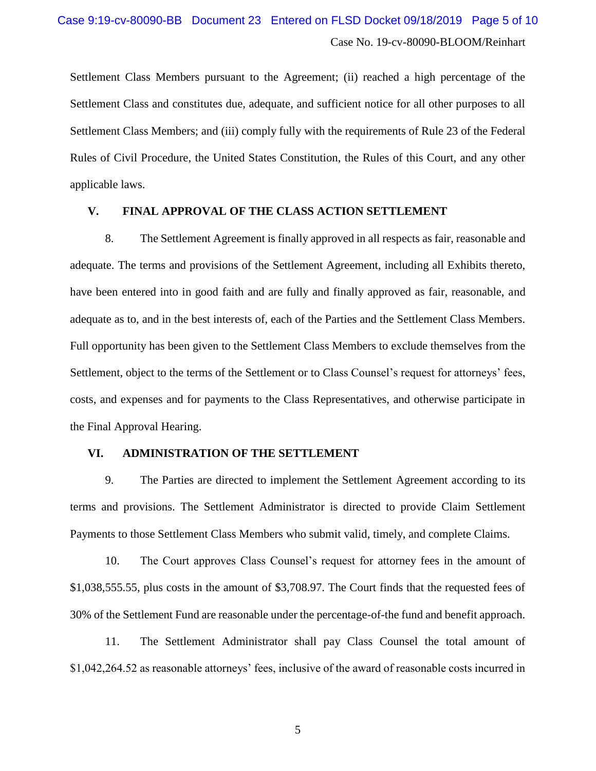Settlement Class Members pursuant to the Agreement; (ii) reached a high percentage of the Settlement Class and constitutes due, adequate, and sufficient notice for all other purposes to all Settlement Class Members; and (iii) comply fully with the requirements of Rule 23 of the Federal Rules of Civil Procedure, the United States Constitution, the Rules of this Court, and any other applicable laws.

## V. FINAL APPROVAL OF THE CLASS ACTION SETTLEMENT

8. The Settlement Agreement is finally approved in all respects as fair, reasonable and adequate. The terms and provisions of the Settlement Agreement, including all Exhibits thereto, have been entered into in good faith and are fully and finally approved as fair, reasonable, and adequate as to, and in the best interests of, each of the Parties and the Settlement Class Members. Full opportunity has been given to the Settlement Class Members to exclude themselves from the Settlement, object to the terms of the Settlement or to Class Counsel's request for attorneys' fees, costs, and expenses and for payments to the Class Representatives, and otherwise participate in the Final Approval Hearing.

## VI. ADMINISTRATION OF THE SETTLEMENT

9. The Parties are directed to implement the Settlement Agreement according to its terms and provisions. The Settlement Administrator is directed to provide Claim Settlement Payments to those Settlement Class Members who submit valid, timely, and complete Claims.

10. The Court approves Class Counsel's request for attorney fees in the amount of $1,038,555.55, plus costs in the amount of $3,708.97. The Court finds that the requested fees of 30% of the Settlement Fund are reasonable under the percentage-of-the fund and benefit approach.

11. The Settlement Administrator shall pay Class Counsel the total amount of $1,042,264.52 as reasonable attorneys' fees, inclusive of the award of reasonable costs incurred in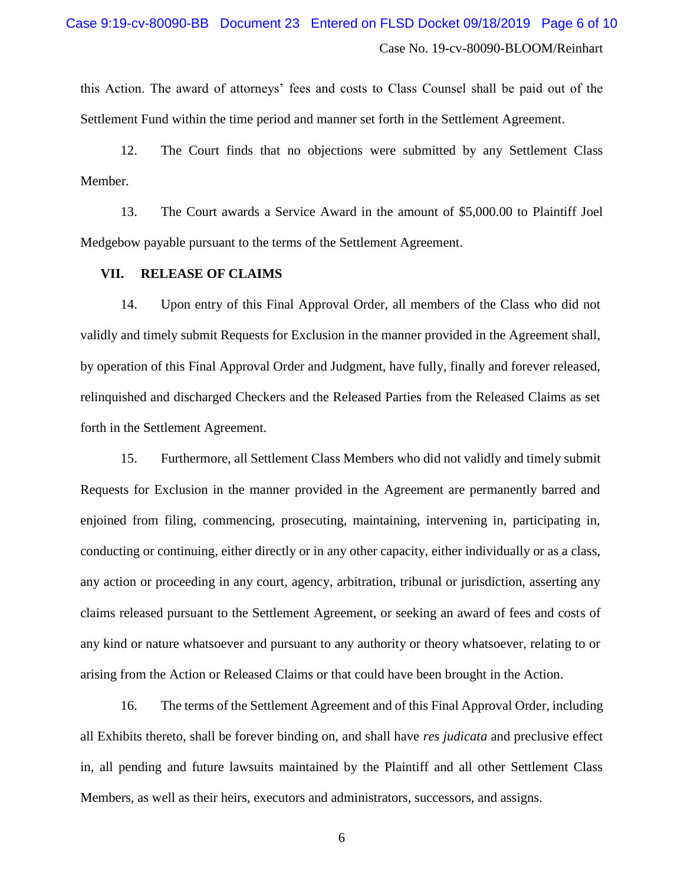this Action. The award of attorneys' fees and costs to Class Counsel shall be paid out of the Settlement Fund within the time period and manner set forth in the Settlement Agreement.

12. The Court finds that no objections were submitted by any Settlement Class Member.

13. The Court awards a Service Award in the amount of $5,000.00 to Plaintiff Joel Medgebow payable pursuant to the terms of the Settlement Agreement.

## VII. RELEASE OF CLAIMS

14. Upon entry of this Final Approval Order, all members of the Class who did not validly and timely submit Requests for Exclusion in the manner provided in the Agreement shall, by operation of this Final Approval Order and Judgment, have fully, finally and forever released, relinquished and discharged Checkers and the Released Parties from the Released Claims as set forth in the Settlement Agreement.

15. Furthermore, all Settlement Class Members who did not validly and timely submit Requests for Exclusion in the manner provided in the Agreement are permanently barred and enjoined from filing, commencing, prosecuting, maintaining, intervening in, participating in, conducting or continuing, either directly or in any other capacity, either individually or as a class, any action or proceeding in any court, agency, arbitration, tribunal or jurisdiction, asserting any claims released pursuant to the Settlement Agreement, or seeking an award of fees and costs of any kind or nature whatsoever and pursuant to any authority or theory whatsoever, relating to or arising from the Action or Released Claims or that could have been brought in the Action.

16. The terms of the Settlement Agreement and of this Final Approval Order, including all Exhibits thereto, shall be forever binding on, and shall have *res judicata* and preclusive effect in, all pending and future lawsuits maintained by the Plaintiff and all other Settlement Class Members, as well as their heirs, executors and administrators, successors, and assigns.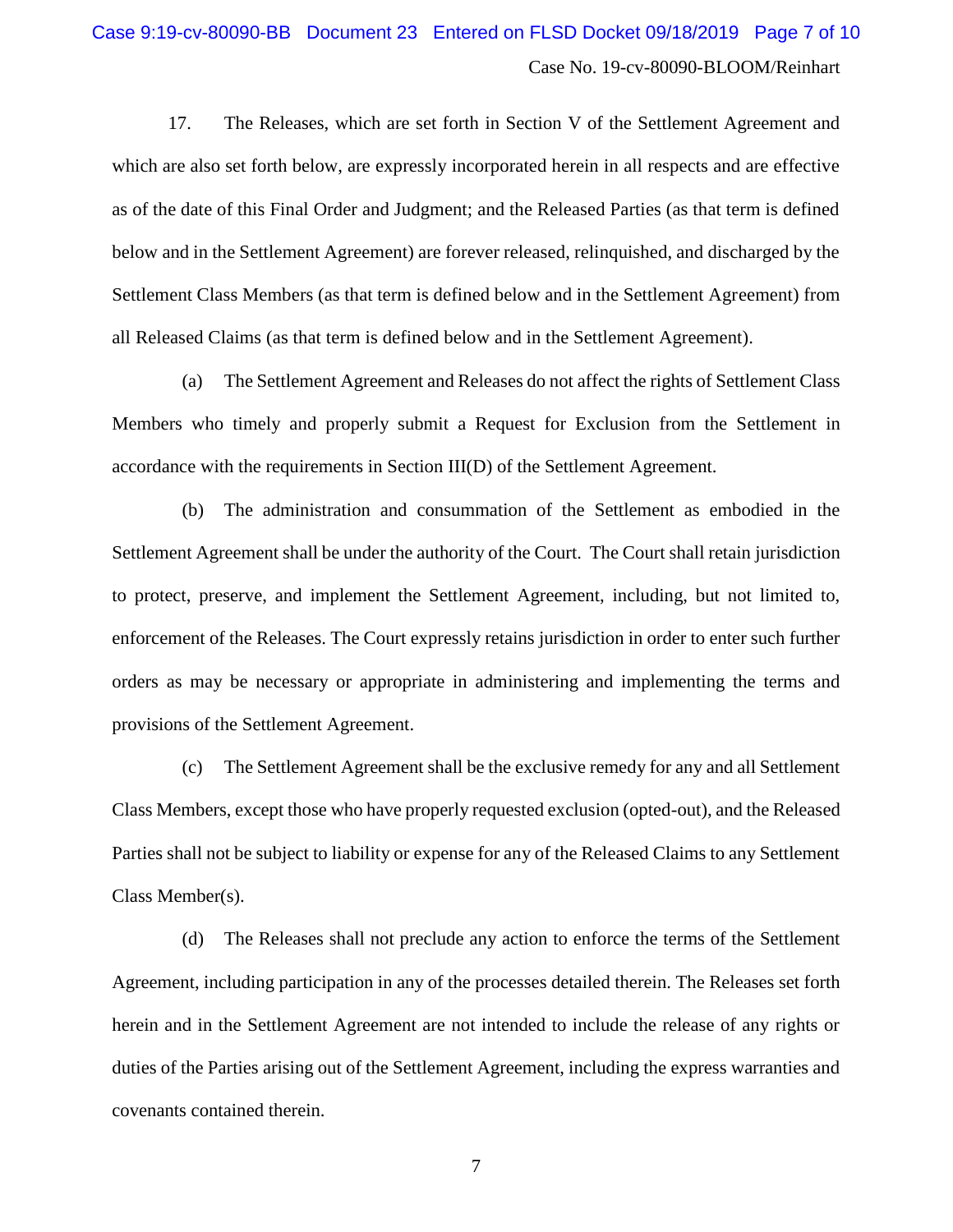17. The Releases, which are set forth in Section V of the Settlement Agreement and which are also set forth below, are expressly incorporated herein in all respects and are effective as of the date of this Final Order and Judgment; and the Released Parties (as that term is defined below and in the Settlement Agreement) are forever released, relinquished, and discharged by the Settlement Class Members (as that term is defined below and in the Settlement Agreement) from all Released Claims (as that term is defined below and in the Settlement Agreement).

(a) The Settlement Agreement and Releases do not affect the rights of Settlement Class Members who timely and properly submit a Request for Exclusion from the Settlement in accordance with the requirements in Section III(D) of the Settlement Agreement.

(b) The administration and consummation of the Settlement as embodied in the Settlement Agreement shall be under the authority of the Court. The Court shall retain jurisdiction to protect, preserve, and implement the Settlement Agreement, including, but not limited to, enforcement of the Releases. The Court expressly retains jurisdiction in order to enter such further orders as may be necessary or appropriate in administering and implementing the terms and provisions of the Settlement Agreement.

(c) The Settlement Agreement shall be the exclusive remedy for any and all Settlement Class Members, except those who have properly requested exclusion (opted-out), and the Released Parties shall not be subject to liability or expense for any of the Released Claims to any Settlement Class Member(s).

(d) The Releases shall not preclude any action to enforce the terms of the Settlement Agreement, including participation in any of the processes detailed therein. The Releases set forth herein and in the Settlement Agreement are not intended to include the release of any rights or duties of the Parties arising out of the Settlement Agreement, including the express warranties and covenants contained therein.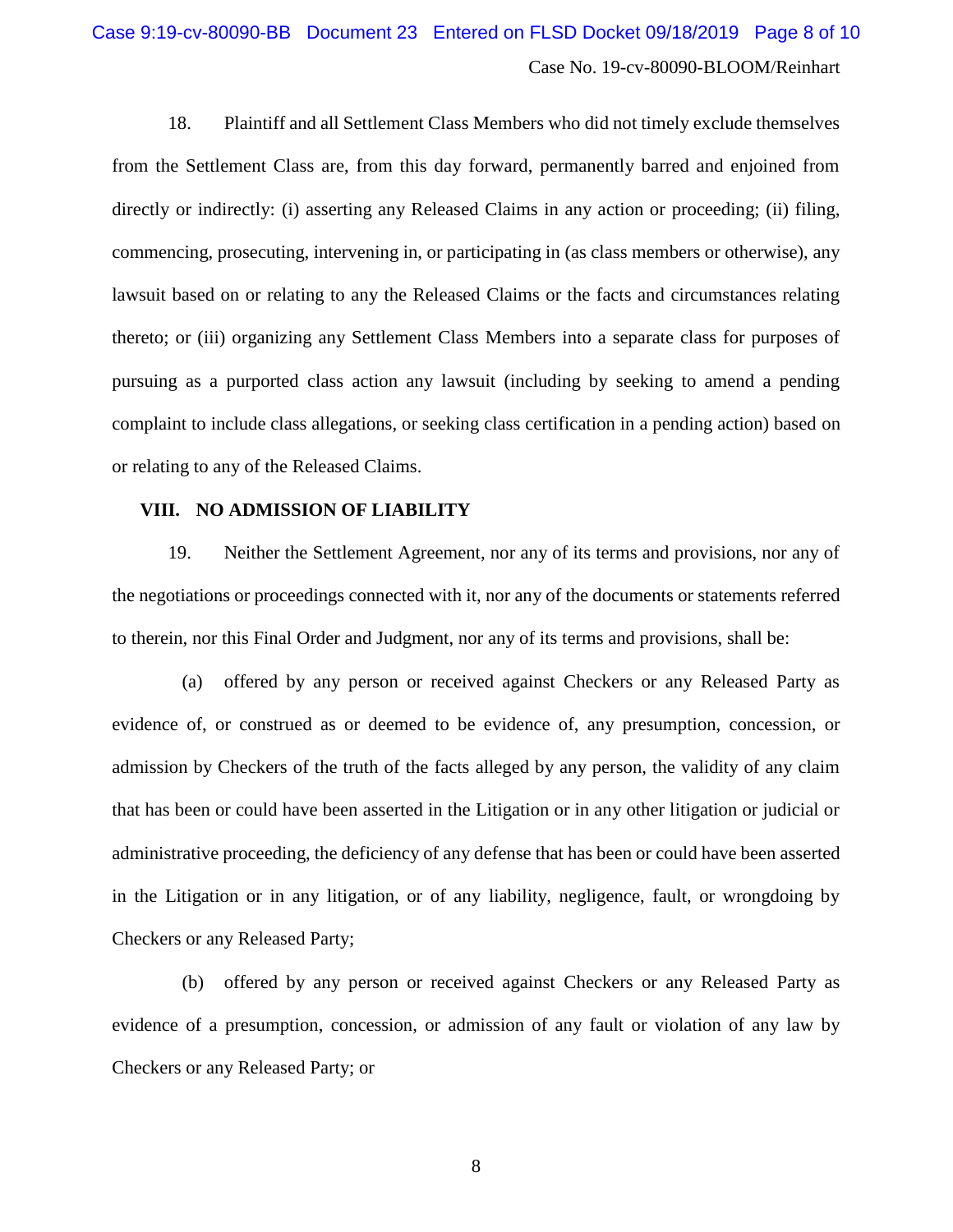18. Plaintiff and all Settlement Class Members who did not timely exclude themselves from the Settlement Class are, from this day forward, permanently barred and enjoined from directly or indirectly: (i) asserting any Released Claims in any action or proceeding; (ii) filing, commencing, prosecuting, intervening in, or participating in (as class members or otherwise), any lawsuit based on or relating to any the Released Claims or the facts and circumstances relating thereto; or (iii) organizing any Settlement Class Members into a separate class for purposes of pursuing as a purported class action any lawsuit (including by seeking to amend a pending complaint to include class allegations, or seeking class certification in a pending action) based on or relating to any of the Released Claims.

## VIII. NO ADMISSION OF LIABILITY

19. Neither the Settlement Agreement, nor any of its terms and provisions, nor any of the negotiations or proceedings connected with it, nor any of the documents or statements referred to therein, nor this Final Order and Judgment, nor any of its terms and provisions, shall be:

(a) offered by any person or received against Checkers or any Released Party as evidence of, or construed as or deemed to be evidence of, any presumption, concession, or admission by Checkers of the truth of the facts alleged by any person, the validity of any claim that has been or could have been asserted in the Litigation or in any other litigation or judicial or administrative proceeding, the deficiency of any defense that has been or could have been asserted in the Litigation or in any litigation, or of any liability, negligence, fault, or wrongdoing by Checkers or any Released Party;

(b) offered by any person or received against Checkers or any Released Party as evidence of a presumption, concession, or admission of any fault or violation of any law by Checkers or any Released Party; or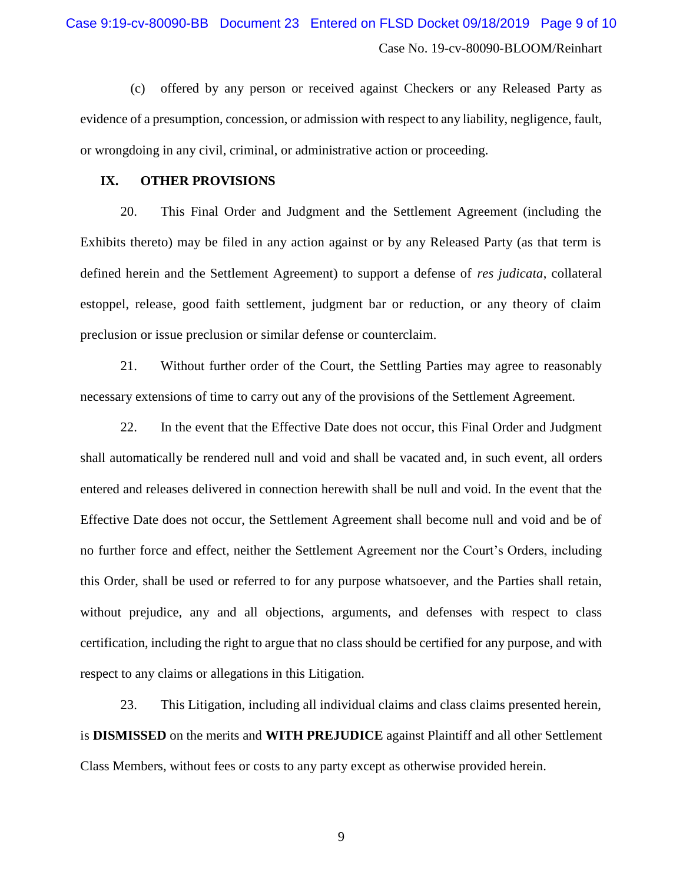(c) offered by any person or received against Checkers or any Released Party as evidence of a presumption, concession, or admission with respect to any liability, negligence, fault, or wrongdoing in any civil, criminal, or administrative action or proceeding.

## IX. OTHER PROVISIONS

20. This Final Order and Judgment and the Settlement Agreement (including the Exhibits thereto) may be filed in any action against or by any Released Party (as that term is defined herein and the Settlement Agreement) to support a defense of *res judicata*, collateral estoppel, release, good faith settlement, judgment bar or reduction, or any theory of claim preclusion or issue preclusion or similar defense or counterclaim.

21. Without further order of the Court, the Settling Parties may agree to reasonably necessary extensions of time to carry out any of the provisions of the Settlement Agreement.

22. In the event that the Effective Date does not occur, this Final Order and Judgment shall automatically be rendered null and void and shall be vacated and, in such event, all orders entered and releases delivered in connection herewith shall be null and void. In the event that the Effective Date does not occur, the Settlement Agreement shall become null and void and be of no further force and effect, neither the Settlement Agreement nor the Court's Orders, including this Order, shall be used or referred to for any purpose whatsoever, and the Parties shall retain, without prejudice, any and all objections, arguments, and defenses with respect to class certification, including the right to argue that no class should be certified for any purpose, and with respect to any claims or allegations in this Litigation.

23. This Litigation, including all individual claims and class claims presented herein, is **DISMISSED** on the merits and **WITH PREJUDICE** against Plaintiff and all other Settlement Class Members, without fees or costs to any party except as otherwise provided herein.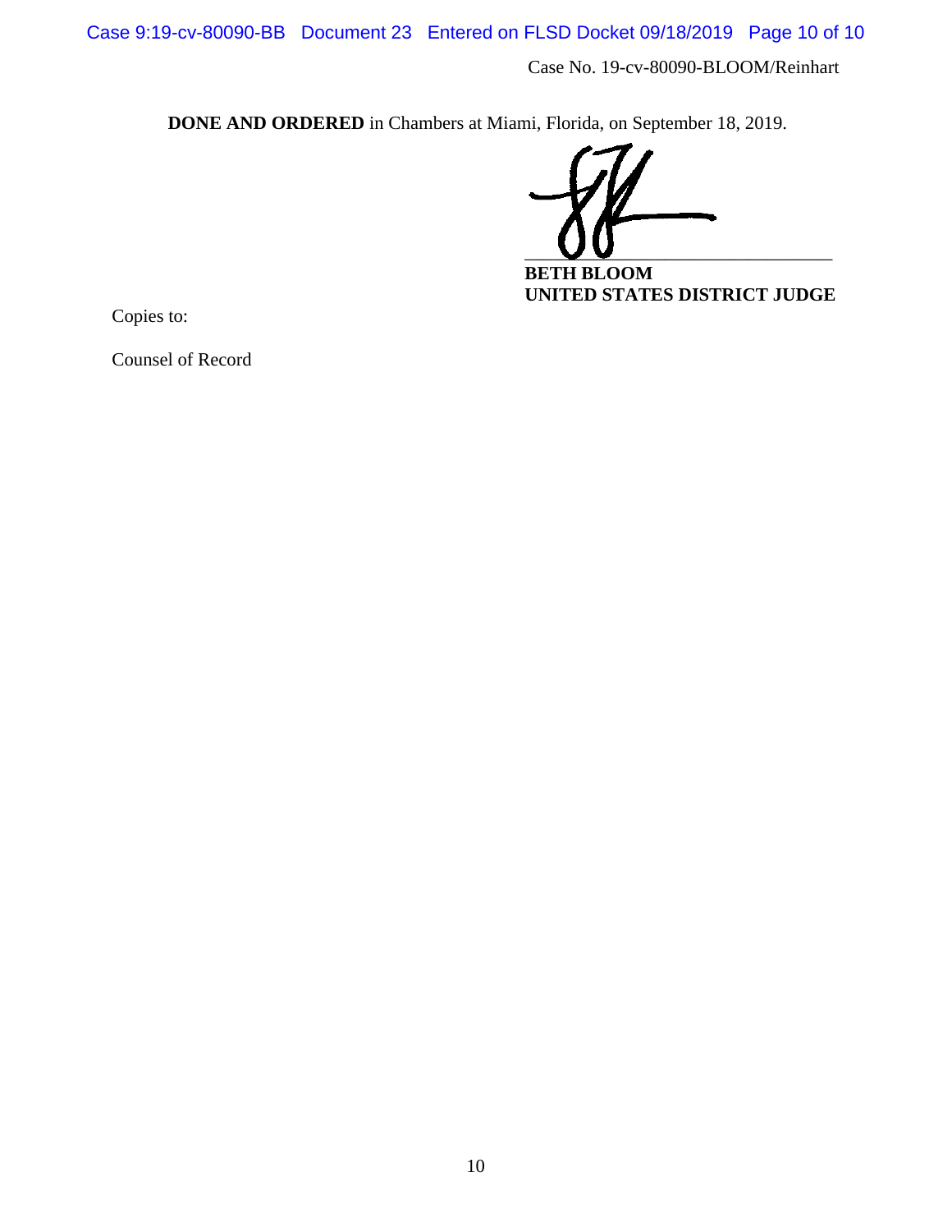**DONE AND ORDERED** in Chambers at Miami, Florida, on September 18, 2019.

**BETH BLOOM**
**UNITED STATES DISTRICT JUDGE**

Copies to:

Counsel of Record